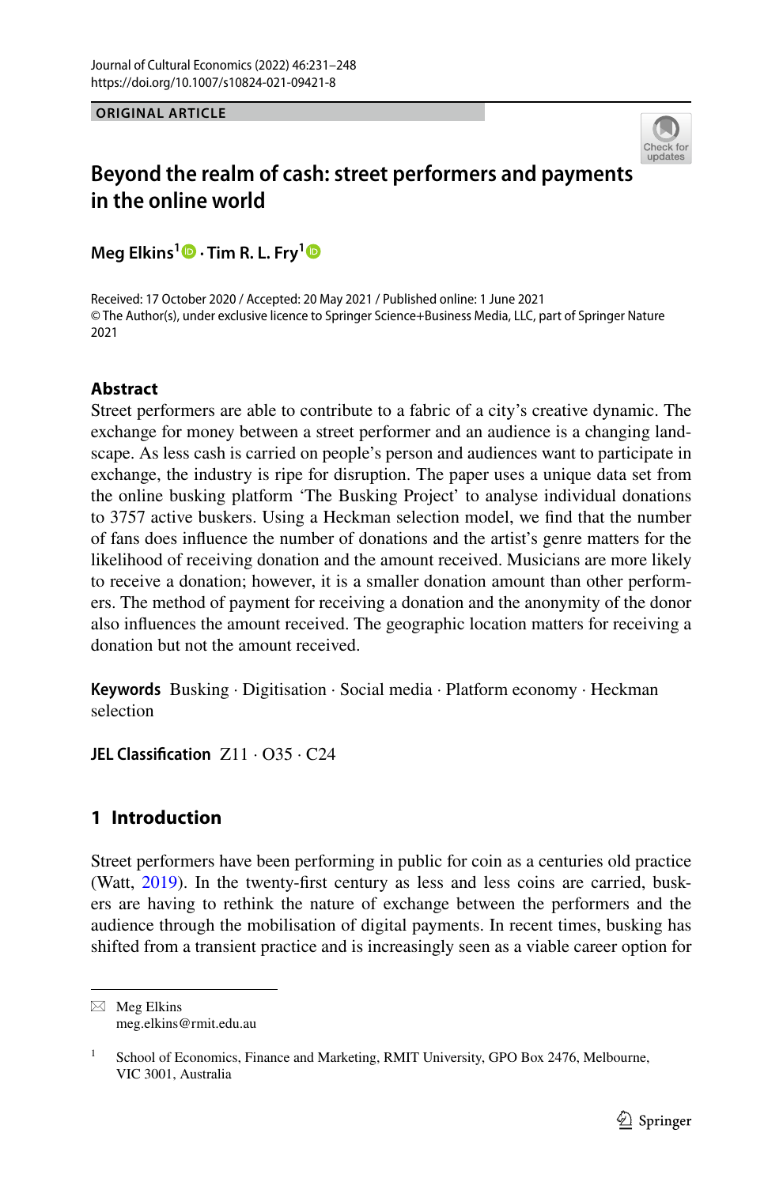ORIGINAL ARTICLE

# Beyond the realm of cash: street performers and payments in the online world

**Meg Elkins[1] · Tim R. L. Fry[1]**

Received: 17 October 2020 / Accepted: 20 May 2021 / Published online: 1 June 2021
© The Author(s), under exclusive licence to Springer Science+Business Media, LLC, part of Springer Nature 2021

## Abstract

Street performers are able to contribute to a fabric of a city's creative dynamic. The exchange for money between a street performer and an audience is a changing landscape. As less cash is carried on people's person and audiences want to participate in exchange, the industry is ripe for disruption. The paper uses a unique data set from the online busking platform 'The Busking Project' to analyse individual donations to 3757 active buskers. Using a Heckman selection model, we find that the number of fans does influence the number of donations and the artist's genre matters for the likelihood of receiving donation and the amount received. Musicians are more likely to receive a donation; however, it is a smaller donation amount than other performers. The method of payment for receiving a donation and the anonymity of the donor also influences the amount received. The geographic location matters for receiving a donation but not the amount received.

**Keywords** Busking · Digitisation · Social media · Platform economy · Heckman selection

**JEL Classification** Z11 · O35 · C24

## 1 Introduction

Street performers have been performing in public for coin as a centuries old practice (Watt, 2019). In the twenty-first century as less and less coins are carried, buskers are having to rethink the nature of exchange between the performers and the audience through the mobilisation of digital payments. In recent times, busking has shifted from a transient practice and is increasingly seen as a viable career option for

---

✉ Meg Elkins
meg.elkins@rmit.edu.au

[1] School of Economics, Finance and Marketing, RMIT University, GPO Box 2476, Melbourne, VIC 3001, Australia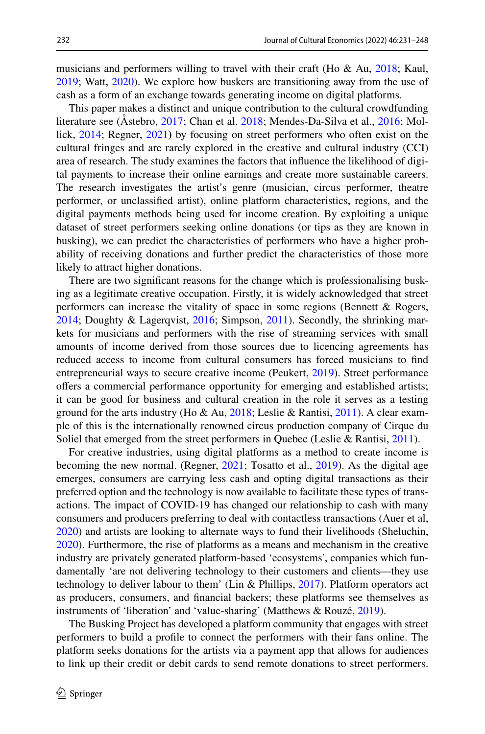musicians and performers willing to travel with their craft (Ho & Au, 2018; Kaul, 2019; Watt, 2020). We explore how buskers are transitioning away from the use of cash as a form of an exchange towards generating income on digital platforms.

This paper makes a distinct and unique contribution to the cultural crowdfunding literature see (Åstebro, 2017; Chan et al. 2018; Mendes-Da-Silva et al., 2016; Mollick, 2014; Regner, 2021) by focusing on street performers who often exist on the cultural fringes and are rarely explored in the creative and cultural industry (CCI) area of research. The study examines the factors that influence the likelihood of digital payments to increase their online earnings and create more sustainable careers. The research investigates the artist's genre (musician, circus performer, theatre performer, or unclassified artist), online platform characteristics, regions, and the digital payments methods being used for income creation. By exploiting a unique dataset of street performers seeking online donations (or tips as they are known in busking), we can predict the characteristics of performers who have a higher probability of receiving donations and further predict the characteristics of those more likely to attract higher donations.

There are two significant reasons for the change which is professionalising busking as a legitimate creative occupation. Firstly, it is widely acknowledged that street performers can increase the vitality of space in some regions (Bennett & Rogers, 2014; Doughty & Lagerqvist, 2016; Simpson, 2011). Secondly, the shrinking markets for musicians and performers with the rise of streaming services with small amounts of income derived from those sources due to licencing agreements has reduced access to income from cultural consumers has forced musicians to find entrepreneurial ways to secure creative income (Peukert, 2019). Street performance offers a commercial performance opportunity for emerging and established artists; it can be good for business and cultural creation in the role it serves as a testing ground for the arts industry (Ho & Au, 2018; Leslie & Rantisi, 2011). A clear example of this is the internationally renowned circus production company of Cirque du Soliel that emerged from the street performers in Quebec (Leslie & Rantisi, 2011).

For creative industries, using digital platforms as a method to create income is becoming the new normal. (Regner, 2021; Tosatto et al., 2019). As the digital age emerges, consumers are carrying less cash and opting digital transactions as their preferred option and the technology is now available to facilitate these types of transactions. The impact of COVID-19 has changed our relationship to cash with many consumers and producers preferring to deal with contactless transactions (Auer et al, 2020) and artists are looking to alternate ways to fund their livelihoods (Sheluchin, 2020). Furthermore, the rise of platforms as a means and mechanism in the creative industry are privately generated platform-based 'ecosystems', companies which fundamentally 'are not delivering technology to their customers and clients—they use technology to deliver labour to them' (Lin & Phillips, 2017). Platform operators act as producers, consumers, and financial backers; these platforms see themselves as instruments of 'liberation' and 'value-sharing' (Matthews & Rouzé, 2019).

The Busking Project has developed a platform community that engages with street performers to build a profile to connect the performers with their fans online. The platform seeks donations for the artists via a payment app that allows for audiences to link up their credit or debit cards to send remote donations to street performers.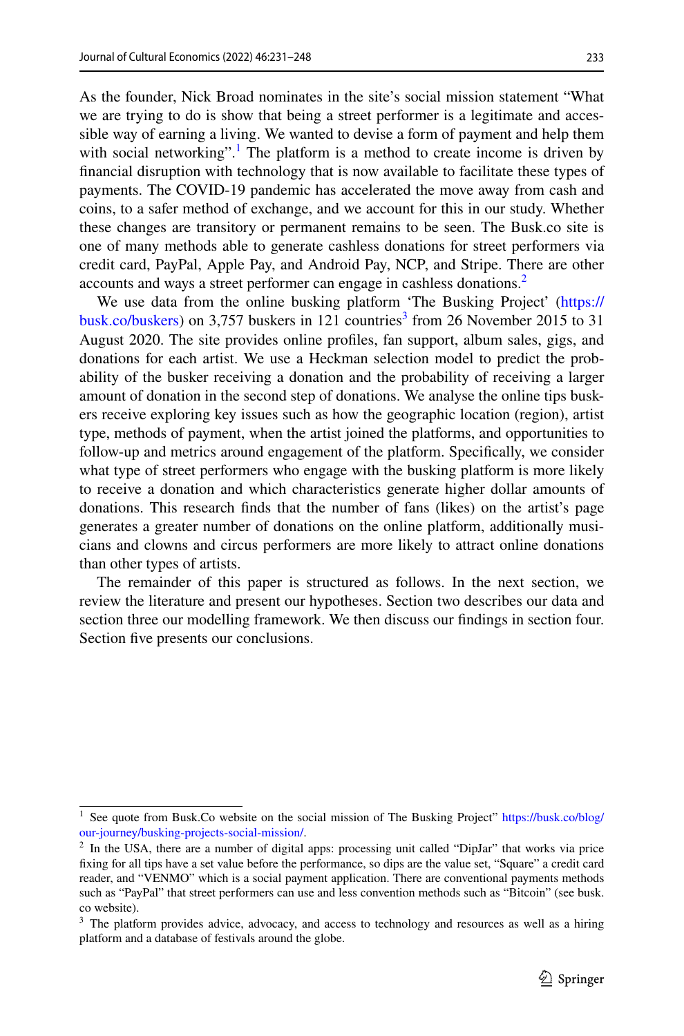As the founder, Nick Broad nominates in the site's social mission statement "What we are trying to do is show that being a street performer is a legitimate and accessible way of earning a living. We wanted to devise a form of payment and help them with social networking".[1] The platform is a method to create income is driven by financial disruption with technology that is now available to facilitate these types of payments. The COVID-19 pandemic has accelerated the move away from cash and coins, to a safer method of exchange, and we account for this in our study. Whether these changes are transitory or permanent remains to be seen. The Busk.co site is one of many methods able to generate cashless donations for street performers via credit card, PayPal, Apple Pay, and Android Pay, NCP, and Stripe. There are other accounts and ways a street performer can engage in cashless donations.[2]

We use data from the online busking platform 'The Busking Project' (https://busk.co/buskers) on 3,757 buskers in 121 countries[3] from 26 November 2015 to 31 August 2020. The site provides online profiles, fan support, album sales, gigs, and donations for each artist. We use a Heckman selection model to predict the probability of the busker receiving a donation and the probability of receiving a larger amount of donation in the second step of donations. We analyse the online tips buskers receive exploring key issues such as how the geographic location (region), artist type, methods of payment, when the artist joined the platforms, and opportunities to follow-up and metrics around engagement of the platform. Specifically, we consider what type of street performers who engage with the busking platform is more likely to receive a donation and which characteristics generate higher dollar amounts of donations. This research finds that the number of fans (likes) on the artist's page generates a greater number of donations on the online platform, additionally musicians and clowns and circus performers are more likely to attract online donations than other types of artists.

The remainder of this paper is structured as follows. In the next section, we review the literature and present our hypotheses. Section two describes our data and section three our modelling framework. We then discuss our findings in section four. Section five presents our conclusions.

---

[1] See quote from Busk.Co website on the social mission of The Busking Project" https://busk.co/blog/our-journey/busking-projects-social-mission/.

[2] In the USA, there are a number of digital apps: processing unit called "DipJar" that works via price fixing for all tips have a set value before the performance, so dips are the value set, "Square" a credit card reader, and "VENMO" which is a social payment application. There are conventional payments methods such as "PayPal" that street performers can use and less convention methods such as "Bitcoin" (see busk.co website).

[3] The platform provides advice, advocacy, and access to technology and resources as well as a hiring platform and a database of festivals around the globe.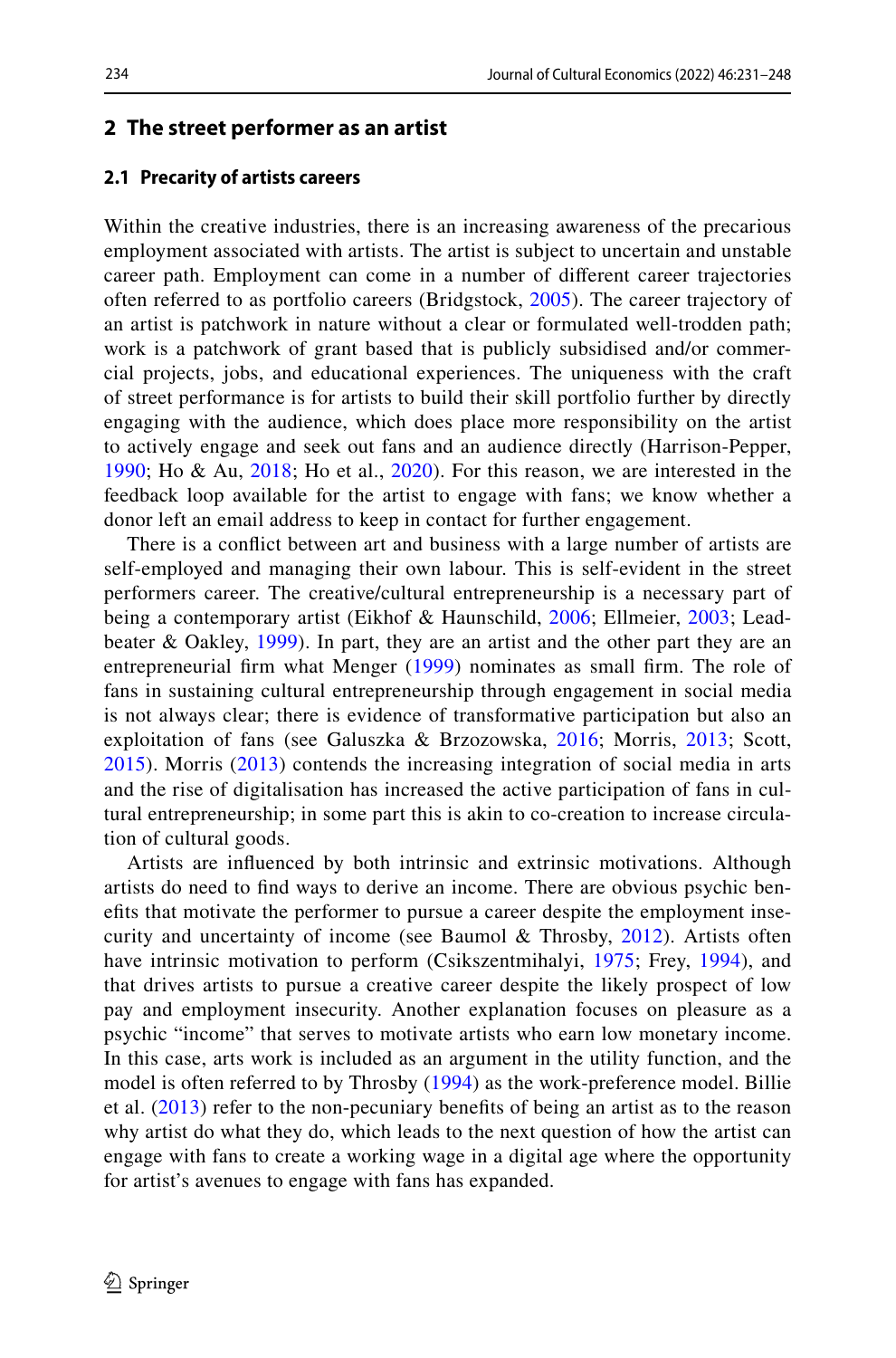## 2 The street performer as an artist

### 2.1 Precarity of artists careers

Within the creative industries, there is an increasing awareness of the precarious employment associated with artists. The artist is subject to uncertain and unstable career path. Employment can come in a number of different career trajectories often referred to as portfolio careers (Bridgstock, 2005). The career trajectory of an artist is patchwork in nature without a clear or formulated well-trodden path; work is a patchwork of grant based that is publicly subsidised and/or commercial projects, jobs, and educational experiences. The uniqueness with the craft of street performance is for artists to build their skill portfolio further by directly engaging with the audience, which does place more responsibility on the artist to actively engage and seek out fans and an audience directly (Harrison-Pepper, 1990; Ho & Au, 2018; Ho et al., 2020). For this reason, we are interested in the feedback loop available for the artist to engage with fans; we know whether a donor left an email address to keep in contact for further engagement.

There is a conflict between art and business with a large number of artists are self-employed and managing their own labour. This is self-evident in the street performers career. The creative/cultural entrepreneurship is a necessary part of being a contemporary artist (Eikhof & Haunschild, 2006; Ellmeier, 2003; Leadbeater & Oakley, 1999). In part, they are an artist and the other part they are an entrepreneurial firm what Menger (1999) nominates as small firm. The role of fans in sustaining cultural entrepreneurship through engagement in social media is not always clear; there is evidence of transformative participation but also an exploitation of fans (see Galuszka & Brzozowska, 2016; Morris, 2013; Scott, 2015). Morris (2013) contends the increasing integration of social media in arts and the rise of digitalisation has increased the active participation of fans in cultural entrepreneurship; in some part this is akin to co-creation to increase circulation of cultural goods.

Artists are influenced by both intrinsic and extrinsic motivations. Although artists do need to find ways to derive an income. There are obvious psychic benefits that motivate the performer to pursue a career despite the employment insecurity and uncertainty of income (see Baumol & Throsby, 2012). Artists often have intrinsic motivation to perform (Csikszentmihalyi, 1975; Frey, 1994), and that drives artists to pursue a creative career despite the likely prospect of low pay and employment insecurity. Another explanation focuses on pleasure as a psychic "income" that serves to motivate artists who earn low monetary income. In this case, arts work is included as an argument in the utility function, and the model is often referred to by Throsby (1994) as the work-preference model. Billie et al. (2013) refer to the non-pecuniary benefits of being an artist as to the reason why artist do what they do, which leads to the next question of how the artist can engage with fans to create a working wage in a digital age where the opportunity for artist's avenues to engage with fans has expanded.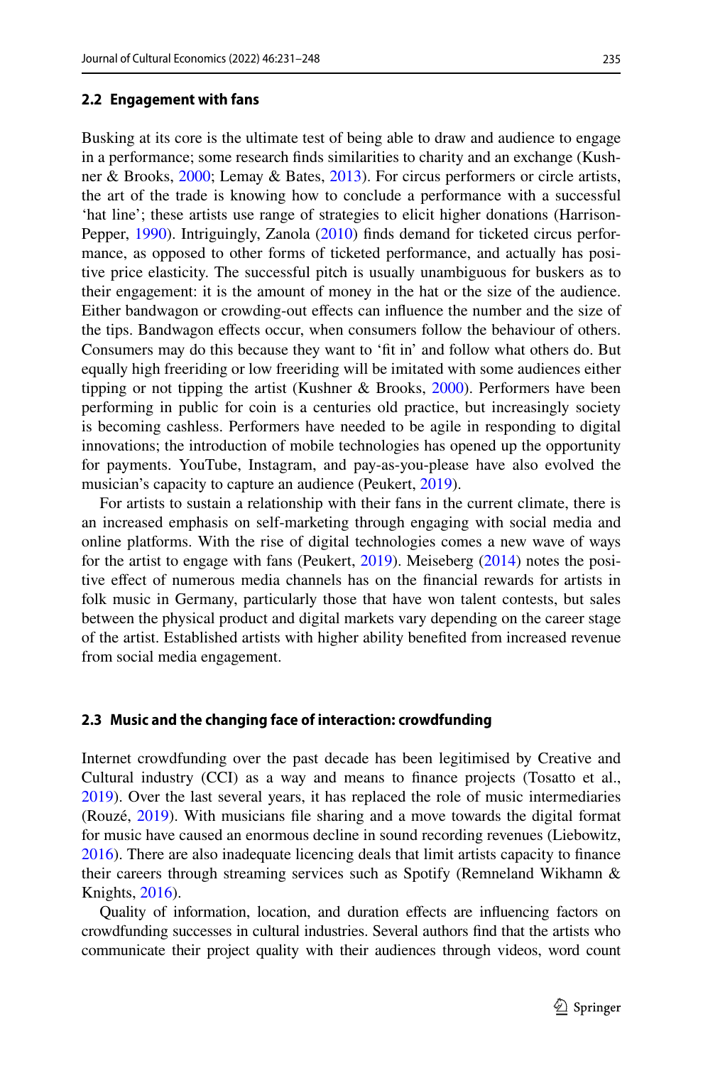### 2.2 Engagement with fans

Busking at its core is the ultimate test of being able to draw and audience to engage in a performance; some research finds similarities to charity and an exchange (Kushner & Brooks, 2000; Lemay & Bates, 2013). For circus performers or circle artists, the art of the trade is knowing how to conclude a performance with a successful 'hat line'; these artists use range of strategies to elicit higher donations (Harrison-Pepper, 1990). Intriguingly, Zanola (2010) finds demand for ticketed circus performance, as opposed to other forms of ticketed performance, and actually has positive price elasticity. The successful pitch is usually unambiguous for buskers as to their engagement: it is the amount of money in the hat or the size of the audience. Either bandwagon or crowding-out effects can influence the number and the size of the tips. Bandwagon effects occur, when consumers follow the behaviour of others. Consumers may do this because they want to 'fit in' and follow what others do. But equally high freeriding or low freeriding will be imitated with some audiences either tipping or not tipping the artist (Kushner & Brooks, 2000). Performers have been performing in public for coin is a centuries old practice, but increasingly society is becoming cashless. Performers have needed to be agile in responding to digital innovations; the introduction of mobile technologies has opened up the opportunity for payments. YouTube, Instagram, and pay-as-you-please have also evolved the musician's capacity to capture an audience (Peukert, 2019).

For artists to sustain a relationship with their fans in the current climate, there is an increased emphasis on self-marketing through engaging with social media and online platforms. With the rise of digital technologies comes a new wave of ways for the artist to engage with fans (Peukert, 2019). Meiseberg (2014) notes the positive effect of numerous media channels has on the financial rewards for artists in folk music in Germany, particularly those that have won talent contests, but sales between the physical product and digital markets vary depending on the career stage of the artist. Established artists with higher ability benefited from increased revenue from social media engagement.

### 2.3 Music and the changing face of interaction: crowdfunding

Internet crowdfunding over the past decade has been legitimised by Creative and Cultural industry (CCI) as a way and means to finance projects (Tosatto et al., 2019). Over the last several years, it has replaced the role of music intermediaries (Rouzé, 2019). With musicians file sharing and a move towards the digital format for music have caused an enormous decline in sound recording revenues (Liebowitz, 2016). There are also inadequate licencing deals that limit artists capacity to finance their careers through streaming services such as Spotify (Remneland Wikhamn & Knights, 2016).

Quality of information, location, and duration effects are influencing factors on crowdfunding successes in cultural industries. Several authors find that the artists who communicate their project quality with their audiences through videos, word count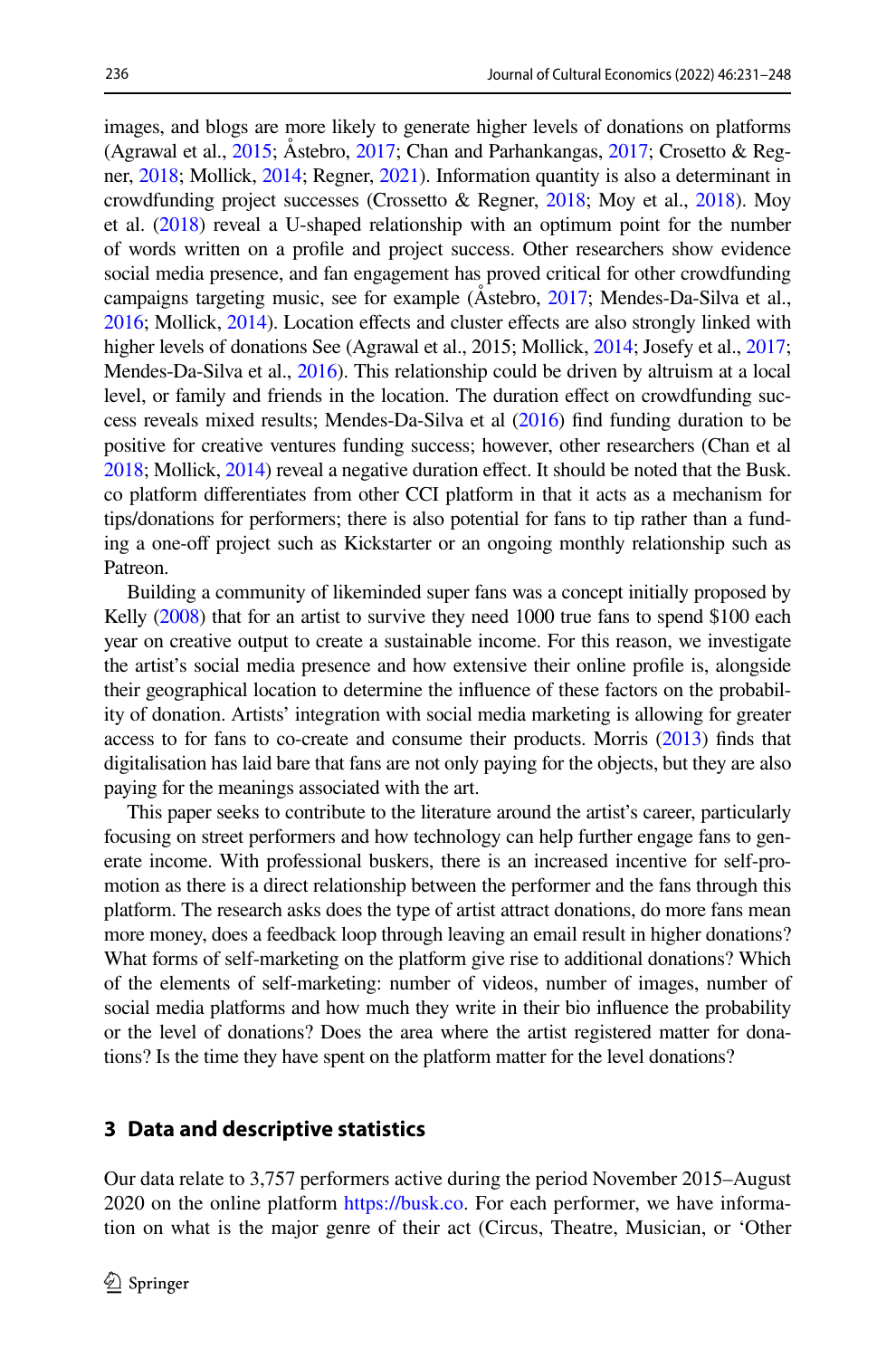images, and blogs are more likely to generate higher levels of donations on platforms (Agrawal et al., 2015; Åstebro, 2017; Chan and Parhankangas, 2017; Crosetto & Regner, 2018; Mollick, 2014; Regner, 2021). Information quantity is also a determinant in crowdfunding project successes (Crossetto & Regner, 2018; Moy et al., 2018). Moy et al. (2018) reveal a U-shaped relationship with an optimum point for the number of words written on a profile and project success. Other researchers show evidence social media presence, and fan engagement has proved critical for other crowdfunding campaigns targeting music, see for example (Åstebro, 2017; Mendes-Da-Silva et al., 2016; Mollick, 2014). Location effects and cluster effects are also strongly linked with higher levels of donations See (Agrawal et al., 2015; Mollick, 2014; Josefy et al., 2017; Mendes-Da-Silva et al., 2016). This relationship could be driven by altruism at a local level, or family and friends in the location. The duration effect on crowdfunding success reveals mixed results; Mendes-Da-Silva et al (2016) find funding duration to be positive for creative ventures funding success; however, other researchers (Chan et al 2018; Mollick, 2014) reveal a negative duration effect. It should be noted that the Busk.co platform differentiates from other CCI platform in that it acts as a mechanism for tips/donations for performers; there is also potential for fans to tip rather than a funding a one-off project such as Kickstarter or an ongoing monthly relationship such as Patreon.

Building a community of likeminded super fans was a concept initially proposed by Kelly (2008) that for an artist to survive they need 1000 true fans to spend $100 each year on creative output to create a sustainable income. For this reason, we investigate the artist's social media presence and how extensive their online profile is, alongside their geographical location to determine the influence of these factors on the probability of donation. Artists' integration with social media marketing is allowing for greater access to for fans to co-create and consume their products. Morris (2013) finds that digitalisation has laid bare that fans are not only paying for the objects, but they are also paying for the meanings associated with the art.

This paper seeks to contribute to the literature around the artist's career, particularly focusing on street performers and how technology can help further engage fans to generate income. With professional buskers, there is an increased incentive for self-promotion as there is a direct relationship between the performer and the fans through this platform. The research asks does the type of artist attract donations, do more fans mean more money, does a feedback loop through leaving an email result in higher donations? What forms of self-marketing on the platform give rise to additional donations? Which of the elements of self-marketing: number of videos, number of images, number of social media platforms and how much they write in their bio influence the probability or the level of donations? Does the area where the artist registered matter for donations? Is the time they have spent on the platform matter for the level donations?

## 3 Data and descriptive statistics

Our data relate to 3,757 performers active during the period November 2015–August 2020 on the online platform https://busk.co. For each performer, we have information on what is the major genre of their act (Circus, Theatre, Musician, or 'Other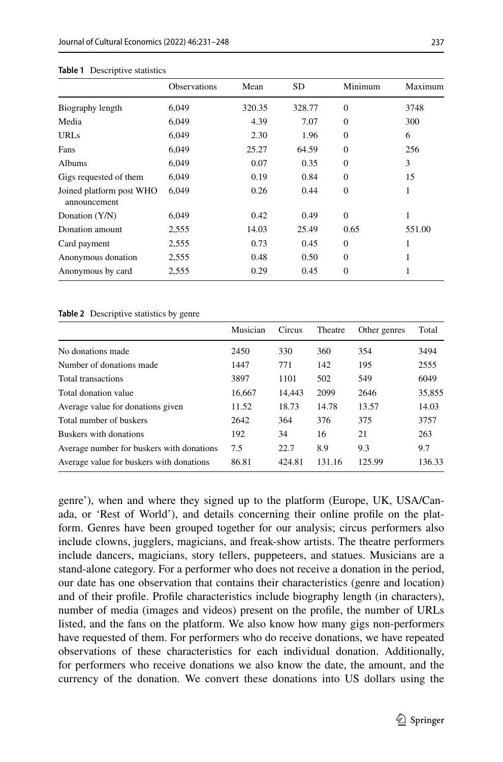**Table 1** Descriptive statistics

| | Observations | Mean | SD | Minimum | Maximum |
|---|---|---|---|---|---|
| Biography length | 6,049 | 320.35 | 328.77 | 0 | 3748 |
| Media | 6,049 | 4.39 | 7.07 | 0 | 300 |
| URLs | 6,049 | 2.30 | 1.96 | 0 | 6 |
| Fans | 6,049 | 25.27 | 64.59 | 0 | 256 |
| Albums | 6,049 | 0.07 | 0.35 | 0 | 3 |
| Gigs requested of them | 6,049 | 0.19 | 0.84 | 0 | 15 |
| Joined platform post WHO announcement | 6,049 | 0.26 | 0.44 | 0 | 1 |
| Donation (Y/N) | 6,049 | 0.42 | 0.49 | 0 | 1 |
| Donation amount | 2,555 | 14.03 | 25.49 | 0.65 | 551.00 |
| Card payment | 2,555 | 0.73 | 0.45 | 0 | 1 |
| Anonymous donation | 2,555 | 0.48 | 0.50 | 0 | 1 |
| Anonymous by card | 2,555 | 0.29 | 0.45 | 0 | 1 |

**Table 2** Descriptive statistics by genre

| | Musician | Circus | Theatre | Other genres | Total |
|---|---|---|---|---|---|
| No donations made | 2450 | 330 | 360 | 354 | 3494 |
| Number of donations made | 1447 | 771 | 142 | 195 | 2555 |
| Total transactions | 3897 | 1101 | 502 | 549 | 6049 |
| Total donation value | 16,667 | 14,443 | 2099 | 2646 | 35,855 |
| Average value for donations given | 11.52 | 18.73 | 14.78 | 13.57 | 14.03 |
| Total number of buskers | 2642 | 364 | 376 | 375 | 3757 |
| Buskers with donations | 192 | 34 | 16 | 21 | 263 |
| Average number for buskers with donations | 7.5 | 22.7 | 8.9 | 9.3 | 9.7 |
| Average value for buskers with donations | 86.81 | 424.81 | 131.16 | 125.99 | 136.33 |

genre'), when and where they signed up to the platform (Europe, UK, USA/Canada, or 'Rest of World'), and details concerning their online profile on the platform. Genres have been grouped together for our analysis; circus performers also include clowns, jugglers, magicians, and freak-show artists. The theatre performers include dancers, magicians, story tellers, puppeteers, and statues. Musicians are a stand-alone category. For a performer who does not receive a donation in the period, our date has one observation that contains their characteristics (genre and location) and of their profile. Profile characteristics include biography length (in characters), number of media (images and videos) present on the profile, the number of URLs listed, and the fans on the platform. We also know how many gigs non-performers have requested of them. For performers who do receive donations, we have repeated observations of these characteristics for each individual donation. Additionally, for performers who receive donations we also know the date, the amount, and the currency of the donation. We convert these donations into US dollars using the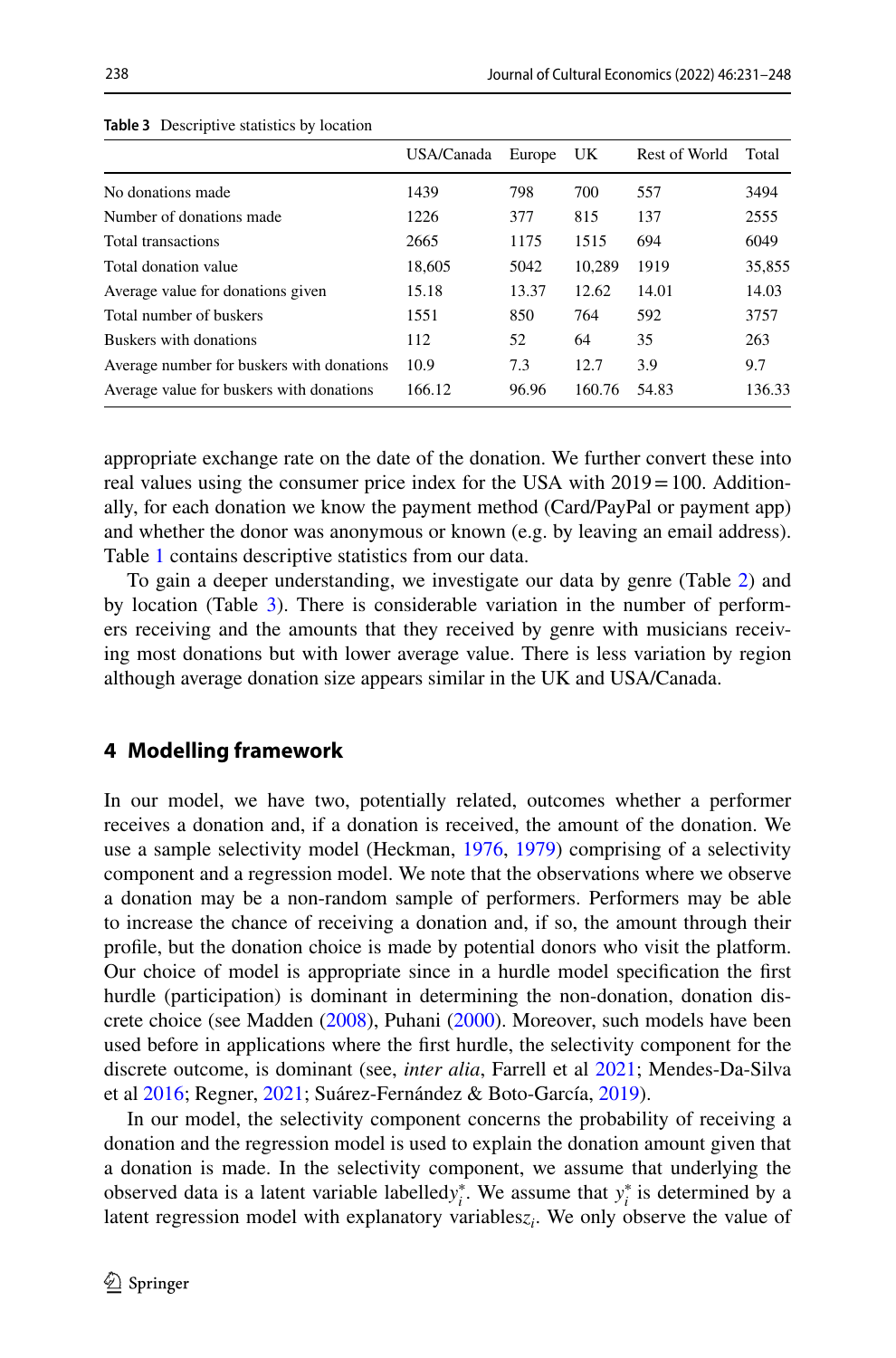**Table 3** Descriptive statistics by location

| | USA/Canada | Europe | UK | Rest of World | Total |
|---|---|---|---|---|---|
| No donations made | 1439 | 798 | 700 | 557 | 3494 |
| Number of donations made | 1226 | 377 | 815 | 137 | 2555 |
| Total transactions | 2665 | 1175 | 1515 | 694 | 6049 |
| Total donation value | 18,605 | 5042 | 10,289 | 1919 | 35,855 |
| Average value for donations given | 15.18 | 13.37 | 12.62 | 14.01 | 14.03 |
| Total number of buskers | 1551 | 850 | 764 | 592 | 3757 |
| Buskers with donations | 112 | 52 | 64 | 35 | 263 |
| Average number for buskers with donations | 10.9 | 7.3 | 12.7 | 3.9 | 9.7 |
| Average value for buskers with donations | 166.12 | 96.96 | 160.76 | 54.83 | 136.33 |

appropriate exchange rate on the date of the donation. We further convert these into real values using the consumer price index for the USA with 2019 = 100. Additionally, for each donation we know the payment method (Card/PayPal or payment app) and whether the donor was anonymous or known (e.g. by leaving an email address). Table 1 contains descriptive statistics from our data.

To gain a deeper understanding, we investigate our data by genre (Table 2) and by location (Table 3). There is considerable variation in the number of performers receiving and the amounts that they received by genre with musicians receiving most donations but with lower average value. There is less variation by region although average donation size appears similar in the UK and USA/Canada.

## 4 Modelling framework

In our model, we have two, potentially related, outcomes whether a performer receives a donation and, if a donation is received, the amount of the donation. We use a sample selectivity model (Heckman, 1976, 1979) comprising of a selectivity component and a regression model. We note that the observations where we observe a donation may be a non-random sample of performers. Performers may be able to increase the chance of receiving a donation and, if so, the amount through their profile, but the donation choice is made by potential donors who visit the platform. Our choice of model is appropriate since in a hurdle model specification the first hurdle (participation) is dominant in determining the non-donation, donation discrete choice (see Madden (2008), Puhani (2000). Moreover, such models have been used before in applications where the first hurdle, the selectivity component for the discrete outcome, is dominant (see, *inter alia*, Farrell et al 2021; Mendes-Da-Silva et al 2016; Regner, 2021; Suárez-Fernández & Boto-García, 2019).

In our model, the selectivity component concerns the probability of receiving a donation and the regression model is used to explain the donation amount given that a donation is made. In the selectivity component, we assume that underlying the observed data is a latent variable labelled $y_i^*$. We assume that $y_i^*$ is determined by a latent regression model with explanatory variables $z_i$. We only observe the value of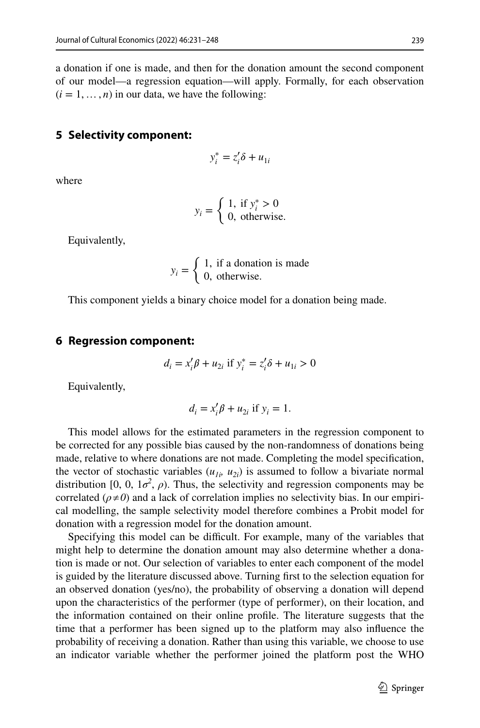a donation if one is made, and then for the donation amount the second component of our model—a regression equation—will apply. Formally, for each observation ($i = 1, \ldots, n$) in our data, we have the following:

## 5 Selectivity component:

$$y_i^* = z_i'\delta + u_{1i}$$

where

$$y_i = \begin{cases} 1, \text{ if } y_i^* > 0 \\ 0, \text{ otherwise.} \end{cases}$$

Equivalently,

$$y_i = \begin{cases} 1, \text{ if a donation is made} \\ 0, \text{ otherwise.} \end{cases}$$

This component yields a binary choice model for a donation being made.

## 6 Regression component:

$$d_i = x_i'\beta + u_{2i} \text{ if } y_i^* = z_i'\delta + u_{1i} > 0$$

Equivalently,

$$d_i = x_i'\beta + u_{2i} \text{ if } y_i = 1.$$

This model allows for the estimated parameters in the regression component to be corrected for any possible bias caused by the non-randomness of donations being made, relative to where donations are not made. Completing the model specification, the vector of stochastic variables ($u_{1i}$, $u_{2i}$) is assumed to follow a bivariate normal distribution [0, 0, $1\sigma^2$, $\rho$). Thus, the selectivity and regression components may be correlated ($\rho \neq 0$) and a lack of correlation implies no selectivity bias. In our empirical modelling, the sample selectivity model therefore combines a Probit model for donation with a regression model for the donation amount.

Specifying this model can be difficult. For example, many of the variables that might help to determine the donation amount may also determine whether a donation is made or not. Our selection of variables to enter each component of the model is guided by the literature discussed above. Turning first to the selection equation for an observed donation (yes/no), the probability of observing a donation will depend upon the characteristics of the performer (type of performer), on their location, and the information contained on their online profile. The literature suggests that the time that a performer has been signed up to the platform may also influence the probability of receiving a donation. Rather than using this variable, we choose to use an indicator variable whether the performer joined the platform post the WHO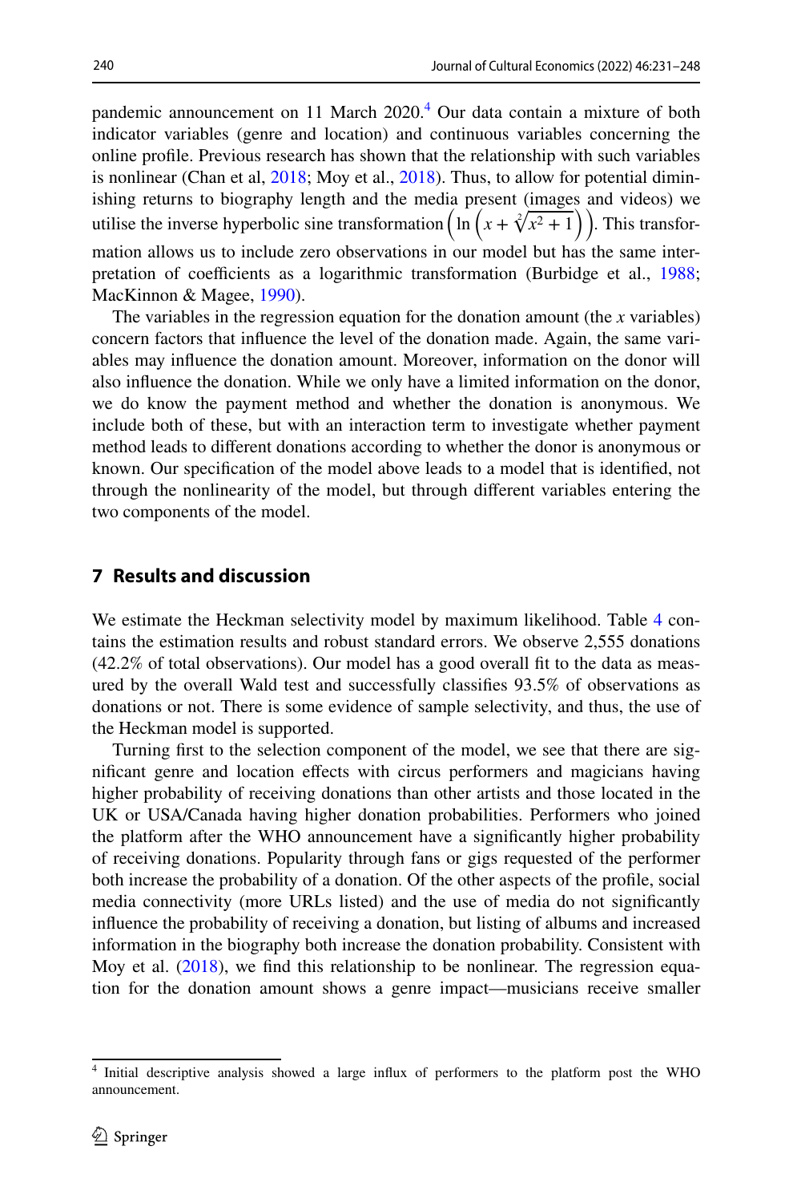pandemic announcement on 11 March 2020.[4] Our data contain a mixture of both indicator variables (genre and location) and continuous variables concerning the online profile. Previous research has shown that the relationship with such variables is nonlinear (Chan et al, 2018; Moy et al., 2018). Thus, to allow for potential diminishing returns to biography length and the media present (images and videos) we utilise the inverse hyperbolic sine transformation $\left(\ln\left(x + \sqrt[2]{x^2 + 1}\right)\right)$. This transformation allows us to include zero observations in our model but has the same interpretation of coefficients as a logarithmic transformation (Burbidge et al., 1988; MacKinnon & Magee, 1990).

The variables in the regression equation for the donation amount (the *x* variables) concern factors that influence the level of the donation made. Again, the same variables may influence the donation amount. Moreover, information on the donor will also influence the donation. While we only have a limited information on the donor, we do know the payment method and whether the donation is anonymous. We include both of these, but with an interaction term to investigate whether payment method leads to different donations according to whether the donor is anonymous or known. Our specification of the model above leads to a model that is identified, not through the nonlinearity of the model, but through different variables entering the two components of the model.

## 7 Results and discussion

We estimate the Heckman selectivity model by maximum likelihood. Table 4 contains the estimation results and robust standard errors. We observe 2,555 donations (42.2% of total observations). Our model has a good overall fit to the data as measured by the overall Wald test and successfully classifies 93.5% of observations as donations or not. There is some evidence of sample selectivity, and thus, the use of the Heckman model is supported.

Turning first to the selection component of the model, we see that there are significant genre and location effects with circus performers and magicians having higher probability of receiving donations than other artists and those located in the UK or USA/Canada having higher donation probabilities. Performers who joined the platform after the WHO announcement have a significantly higher probability of receiving donations. Popularity through fans or gigs requested of the performer both increase the probability of a donation. Of the other aspects of the profile, social media connectivity (more URLs listed) and the use of media do not significantly influence the probability of receiving a donation, but listing of albums and increased information in the biography both increase the donation probability. Consistent with Moy et al. (2018), we find this relationship to be nonlinear. The regression equation for the donation amount shows a genre impact—musicians receive smaller

[4] Initial descriptive analysis showed a large influx of performers to the platform post the WHO announcement.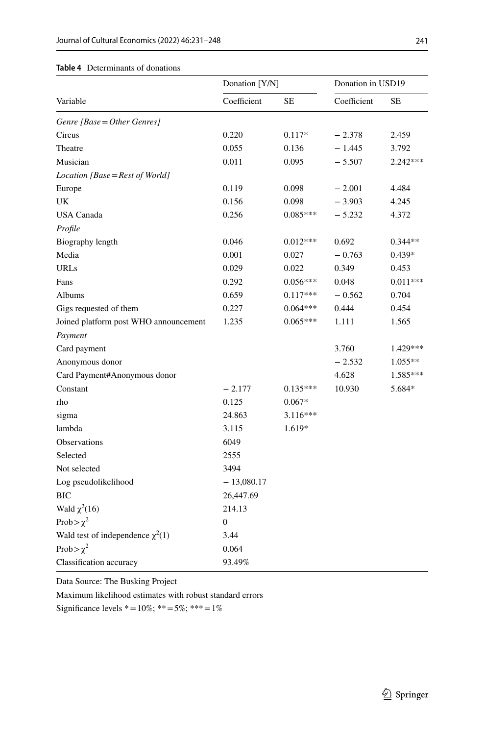**Table 4** Determinants of donations

| Variable | Donation [Y/N] | | Donation in USD19 | |
|---|---|---|---|---|
| | Coefficient | SE | Coefficient | SE |
| *Genre [Base = Other Genres]* | | | | |
| Circus | 0.220 | 0.117* | − 2.378 | 2.459 |
| Theatre | 0.055 | 0.136 | − 1.445 | 3.792 |
| Musician | 0.011 | 0.095 | − 5.507 | 2.242*** |
| *Location [Base = Rest of World]* | | | | |
| Europe | 0.119 | 0.098 | − 2.001 | 4.484 |
| UK | 0.156 | 0.098 | − 3.903 | 4.245 |
| USA Canada | 0.256 | 0.085*** | − 5.232 | 4.372 |
| *Profile* | | | | |
| Biography length | 0.046 | 0.012*** | 0.692 | 0.344** |
| Media | 0.001 | 0.027 | − 0.763 | 0.439* |
| URLs | 0.029 | 0.022 | 0.349 | 0.453 |
| Fans | 0.292 | 0.056*** | 0.048 | 0.011*** |
| Albums | 0.659 | 0.117*** | − 0.562 | 0.704 |
| Gigs requested of them | 0.227 | 0.064*** | 0.444 | 0.454 |
| Joined platform post WHO announcement | 1.235 | 0.065*** | 1.111 | 1.565 |
| *Payment* | | | | |
| Card payment | | | 3.760 | 1.429*** |
| Anonymous donor | | | − 2.532 | 1.055** |
| Card Payment#Anonymous donor | | | 4.628 | 1.585*** |
| Constant | − 2.177 | 0.135*** | 10.930 | 5.684* |
| rho | 0.125 | 0.067* | | |
| sigma | 24.863 | 3.116*** | | |
| lambda | 3.115 | 1.619* | | |
| Observations | 6049 | | | |
| Selected | 2555 | | | |
| Not selected | 3494 | | | |
| Log pseudolikelihood | − 13,080.17 | | | |
| BIC | 26,447.69 | | | |
| Wald $\chi^2(16)$ | 214.13 | | | |
| Prob > $\chi^2$ | 0 | | | |
| Wald test of independence $\chi^2(1)$ | 3.44 | | | |
| Prob > $\chi^2$ | 0.064 | | | |
| Classification accuracy | 93.49% | | | |

Data Source: The Busking Project

Maximum likelihood estimates with robust standard errors

Significance levels * = 10%; ** = 5%; *** = 1%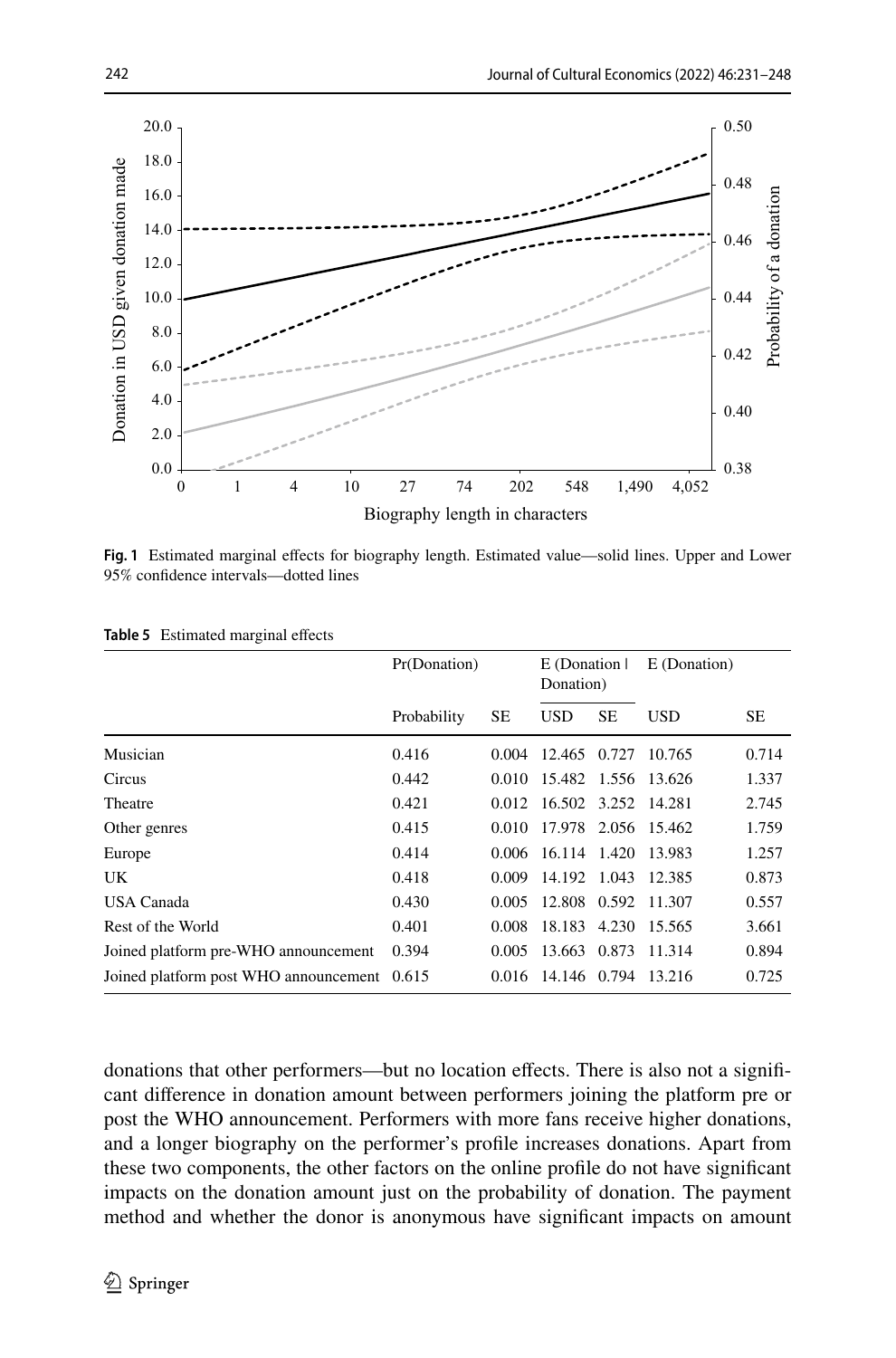**Fig. 1** Estimated marginal effects for biography length. Estimated value—solid lines. Upper and Lower 95% confidence intervals—dotted lines

**Table 5** Estimated marginal effects

| | Pr(Donation) | | E (Donation ǀ Donation) | | E (Donation) | |
|---|---|---|---|---|---|---|
| | Probability | SE | USD | SE | USD | SE |
| Musician | 0.416 | 0.004 | 12.465 | 0.727 | 10.765 | 0.714 |
| Circus | 0.442 | 0.010 | 15.482 | 1.556 | 13.626 | 1.337 |
| Theatre | 0.421 | 0.012 | 16.502 | 3.252 | 14.281 | 2.745 |
| Other genres | 0.415 | 0.010 | 17.978 | 2.056 | 15.462 | 1.759 |
| Europe | 0.414 | 0.006 | 16.114 | 1.420 | 13.983 | 1.257 |
| UK | 0.418 | 0.009 | 14.192 | 1.043 | 12.385 | 0.873 |
| USA Canada | 0.430 | 0.005 | 12.808 | 0.592 | 11.307 | 0.557 |
| Rest of the World | 0.401 | 0.008 | 18.183 | 4.230 | 15.565 | 3.661 |
| Joined platform pre-WHO announcement | 0.394 | 0.005 | 13.663 | 0.873 | 11.314 | 0.894 |
| Joined platform post WHO announcement | 0.615 | 0.016 | 14.146 | 0.794 | 13.216 | 0.725 |

donations that other performers—but no location effects. There is also not a significant difference in donation amount between performers joining the platform pre or post the WHO announcement. Performers with more fans receive higher donations, and a longer biography on the performer's profile increases donations. Apart from these two components, the other factors on the online profile do not have significant impacts on the donation amount just on the probability of donation. The payment method and whether the donor is anonymous have significant impacts on amount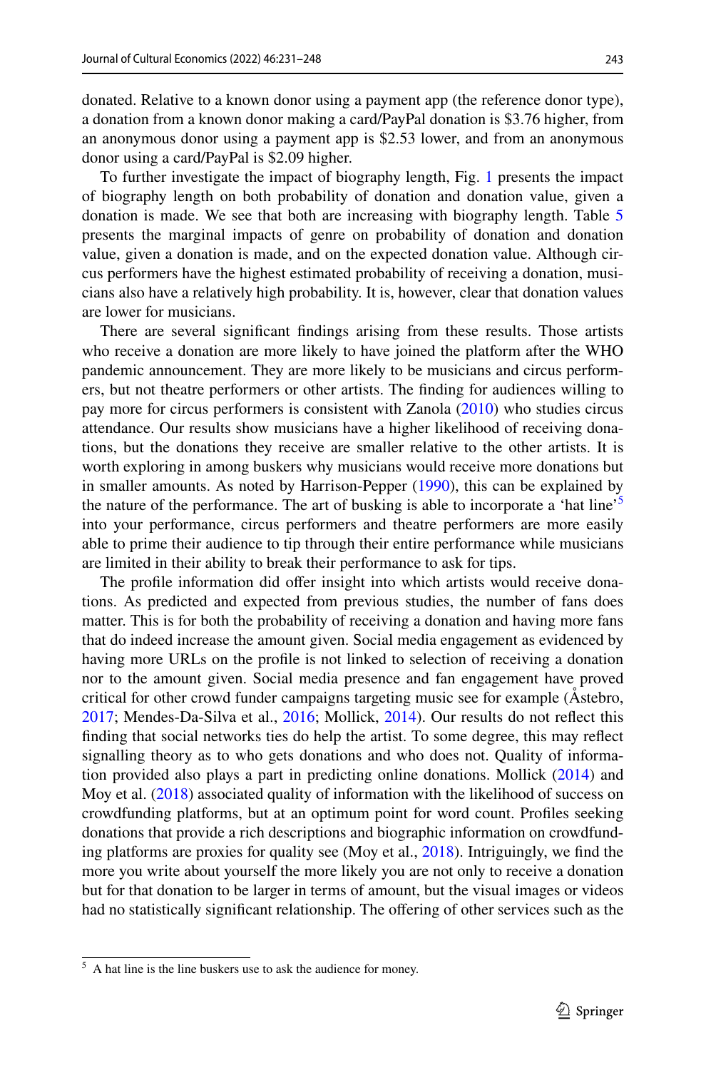donated. Relative to a known donor using a payment app (the reference donor type), a donation from a known donor making a card/PayPal donation is \$3.76 higher, from an anonymous donor using a payment app is \$2.53 lower, and from an anonymous donor using a card/PayPal is \$2.09 higher.

To further investigate the impact of biography length, Fig. 1 presents the impact of biography length on both probability of donation and donation value, given a donation is made. We see that both are increasing with biography length. Table 5 presents the marginal impacts of genre on probability of donation and donation value, given a donation is made, and on the expected donation value. Although circus performers have the highest estimated probability of receiving a donation, musicians also have a relatively high probability. It is, however, clear that donation values are lower for musicians.

There are several significant findings arising from these results. Those artists who receive a donation are more likely to have joined the platform after the WHO pandemic announcement. They are more likely to be musicians and circus performers, but not theatre performers or other artists. The finding for audiences willing to pay more for circus performers is consistent with Zanola (2010) who studies circus attendance. Our results show musicians have a higher likelihood of receiving donations, but the donations they receive are smaller relative to the other artists. It is worth exploring in among buskers why musicians would receive more donations but in smaller amounts. As noted by Harrison-Pepper (1990), this can be explained by the nature of the performance. The art of busking is able to incorporate a 'hat line'[5] into your performance, circus performers and theatre performers are more easily able to prime their audience to tip through their entire performance while musicians are limited in their ability to break their performance to ask for tips.

The profile information did offer insight into which artists would receive donations. As predicted and expected from previous studies, the number of fans does matter. This is for both the probability of receiving a donation and having more fans that do indeed increase the amount given. Social media engagement as evidenced by having more URLs on the profile is not linked to selection of receiving a donation nor to the amount given. Social media presence and fan engagement have proved critical for other crowd funder campaigns targeting music see for example (Åstebro, 2017; Mendes-Da-Silva et al., 2016; Mollick, 2014). Our results do not reflect this finding that social networks ties do help the artist. To some degree, this may reflect signalling theory as to who gets donations and who does not. Quality of information provided also plays a part in predicting online donations. Mollick (2014) and Moy et al. (2018) associated quality of information with the likelihood of success on crowdfunding platforms, but at an optimum point for word count. Profiles seeking donations that provide a rich descriptions and biographic information on crowdfunding platforms are proxies for quality see (Moy et al., 2018). Intriguingly, we find the more you write about yourself the more likely you are not only to receive a donation but for that donation to be larger in terms of amount, but the visual images or videos had no statistically significant relationship. The offering of other services such as the

[5] A hat line is the line buskers use to ask the audience for money.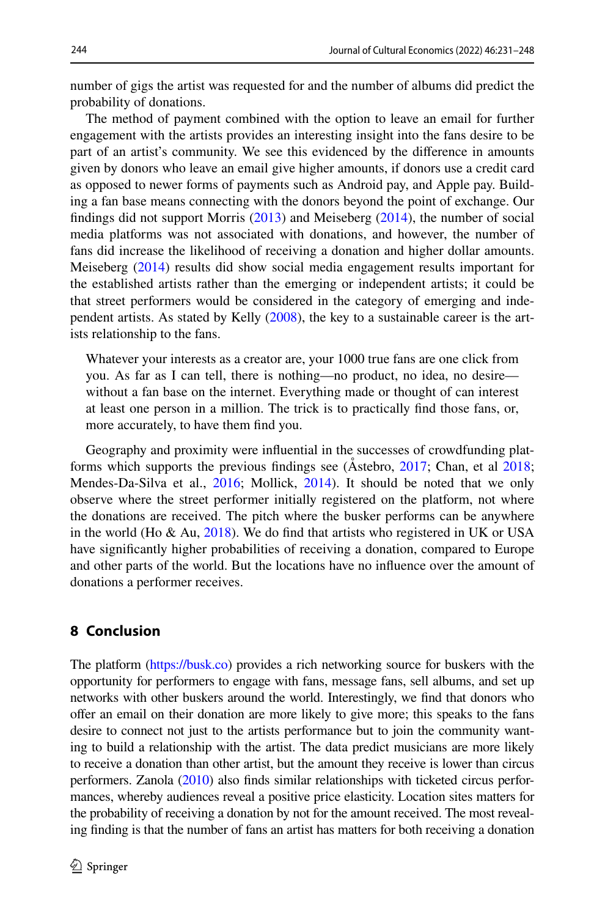number of gigs the artist was requested for and the number of albums did predict the probability of donations.

The method of payment combined with the option to leave an email for further engagement with the artists provides an interesting insight into the fans desire to be part of an artist's community. We see this evidenced by the difference in amounts given by donors who leave an email give higher amounts, if donors use a credit card as opposed to newer forms of payments such as Android pay, and Apple pay. Building a fan base means connecting with the donors beyond the point of exchange. Our findings did not support Morris (2013) and Meiseberg (2014), the number of social media platforms was not associated with donations, and however, the number of fans did increase the likelihood of receiving a donation and higher dollar amounts. Meiseberg (2014) results did show social media engagement results important for the established artists rather than the emerging or independent artists; it could be that street performers would be considered in the category of emerging and independent artists. As stated by Kelly (2008), the key to a sustainable career is the artists relationship to the fans.

> Whatever your interests as a creator are, your 1000 true fans are one click from you. As far as I can tell, there is nothing—no product, no idea, no desire—without a fan base on the internet. Everything made or thought of can interest at least one person in a million. The trick is to practically find those fans, or, more accurately, to have them find you.

Geography and proximity were influential in the successes of crowdfunding platforms which supports the previous findings see (Åstebro, 2017; Chan, et al 2018; Mendes-Da-Silva et al., 2016; Mollick, 2014). It should be noted that we only observe where the street performer initially registered on the platform, not where the donations are received. The pitch where the busker performs can be anywhere in the world (Ho & Au, 2018). We do find that artists who registered in UK or USA have significantly higher probabilities of receiving a donation, compared to Europe and other parts of the world. But the locations have no influence over the amount of donations a performer receives.

## 8 Conclusion

The platform (https://busk.co) provides a rich networking source for buskers with the opportunity for performers to engage with fans, message fans, sell albums, and set up networks with other buskers around the world. Interestingly, we find that donors who offer an email on their donation are more likely to give more; this speaks to the fans desire to connect not just to the artists performance but to join the community wanting to build a relationship with the artist. The data predict musicians are more likely to receive a donation than other artist, but the amount they receive is lower than circus performers. Zanola (2010) also finds similar relationships with ticketed circus performances, whereby audiences reveal a positive price elasticity. Location sites matters for the probability of receiving a donation by not for the amount received. The most revealing finding is that the number of fans an artist has matters for both receiving a donation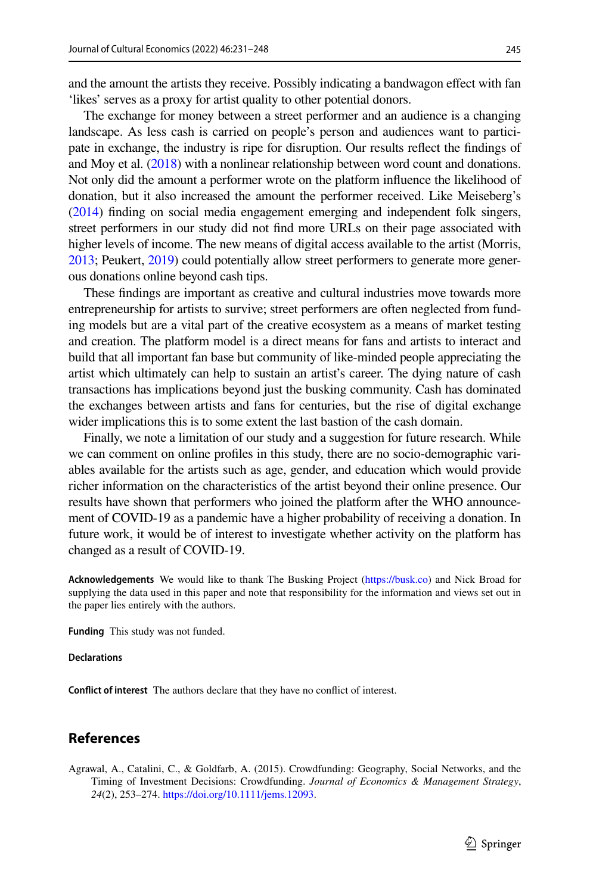and the amount the artists they receive. Possibly indicating a bandwagon effect with fan 'likes' serves as a proxy for artist quality to other potential donors.

The exchange for money between a street performer and an audience is a changing landscape. As less cash is carried on people's person and audiences want to participate in exchange, the industry is ripe for disruption. Our results reflect the findings of and Moy et al. (2018) with a nonlinear relationship between word count and donations. Not only did the amount a performer wrote on the platform influence the likelihood of donation, but it also increased the amount the performer received. Like Meiseberg's (2014) finding on social media engagement emerging and independent folk singers, street performers in our study did not find more URLs on their page associated with higher levels of income. The new means of digital access available to the artist (Morris, 2013; Peukert, 2019) could potentially allow street performers to generate more generous donations online beyond cash tips.

These findings are important as creative and cultural industries move towards more entrepreneurship for artists to survive; street performers are often neglected from funding models but are a vital part of the creative ecosystem as a means of market testing and creation. The platform model is a direct means for fans and artists to interact and build that all important fan base but community of like-minded people appreciating the artist which ultimately can help to sustain an artist's career. The dying nature of cash transactions has implications beyond just the busking community. Cash has dominated the exchanges between artists and fans for centuries, but the rise of digital exchange wider implications this is to some extent the last bastion of the cash domain.

Finally, we note a limitation of our study and a suggestion for future research. While we can comment on online profiles in this study, there are no socio-demographic variables available for the artists such as age, gender, and education which would provide richer information on the characteristics of the artist beyond their online presence. Our results have shown that performers who joined the platform after the WHO announcement of COVID-19 as a pandemic have a higher probability of receiving a donation. In future work, it would be of interest to investigate whether activity on the platform has changed as a result of COVID-19.

**Acknowledgements** We would like to thank The Busking Project (https://busk.co) and Nick Broad for supplying the data used in this paper and note that responsibility for the information and views set out in the paper lies entirely with the authors.

**Funding** This study was not funded.

**Declarations**

**Conflict of interest** The authors declare that they have no conflict of interest.

## References

Agrawal, A., Catalini, C., & Goldfarb, A. (2015). Crowdfunding: Geography, Social Networks, and the Timing of Investment Decisions: Crowdfunding. *Journal of Economics & Management Strategy*, *24*(2), 253–274. https://doi.org/10.1111/jems.12093.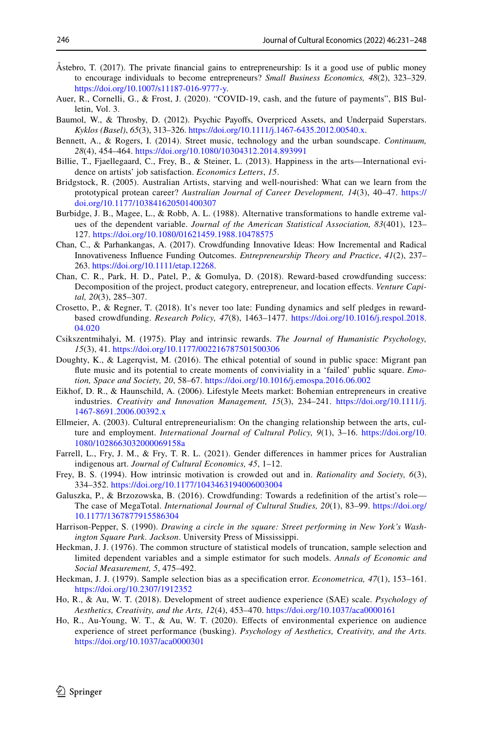Åstebro, T. (2017). The private financial gains to entrepreneurship: Is it a good use of public money to encourage individuals to become entrepreneurs? *Small Business Economics, 48*(2), 323–329. https://doi.org/10.1007/s11187-016-9777-y.

Auer, R., Cornelli, G., & Frost, J. (2020). "COVID-19, cash, and the future of payments", BIS Bulletin, Vol. 3.

Baumol, W., & Throsby, D. (2012). Psychic Payoffs, Overpriced Assets, and Underpaid Superstars. *Kyklos (Basel)*, *65*(3), 313–326. https://doi.org/10.1111/j.1467-6435.2012.00540.x.

Bennett, A., & Rogers, I. (2014). Street music, technology and the urban soundscape. *Continuum, 28*(4), 454–464. https://doi.org/10.1080/10304312.2014.893991

Billie, T., Fjaellegaard, C., Frey, B., & Steiner, L. (2013). Happiness in the arts—International evidence on artists' job satisfaction. *Economics Letters*, *15*.

Bridgstock, R. (2005). Australian Artists, starving and well-nourished: What can we learn from the prototypical protean career? *Australian Journal of Career Development, 14*(3), 40–47. https://doi.org/10.1177/103841620501400307

Burbidge, J. B., Magee, L., & Robb, A. L. (1988). Alternative transformations to handle extreme values of the dependent variable. *Journal of the American Statistical Association, 83*(401), 123–127. https://doi.org/10.1080/01621459.1988.10478575

Chan, C., & Parhankangas, A. (2017). Crowdfunding Innovative Ideas: How Incremental and Radical Innovativeness Influence Funding Outcomes. *Entrepreneurship Theory and Practice*, *41*(2), 237–263. https://doi.org/10.1111/etap.12268.

Chan, C. R., Park, H. D., Patel, P., & Gomulya, D. (2018). Reward-based crowdfunding success: Decomposition of the project, product category, entrepreneur, and location effects. *Venture Capital, 20*(3), 285–307.

Crosetto, P., & Regner, T. (2018). It's never too late: Funding dynamics and self pledges in reward-based crowdfunding. *Research Policy, 47*(8), 1463–1477. https://doi.org/10.1016/j.respol.2018.04.020

Csikszentmihalyi, M. (1975). Play and intrinsic rewards. *The Journal of Humanistic Psychology, 15*(3), 41. https://doi.org/10.1177/002216787501500306

Doughty, K., & Lagerqvist, M. (2016). The ethical potential of sound in public space: Migrant pan flute music and its potential to create moments of conviviality in a 'failed' public square. *Emotion, Space and Society, 20*, 58–67. https://doi.org/10.1016/j.emospa.2016.06.002

Eikhof, D. R., & Haunschild, A. (2006). Lifestyle Meets market: Bohemian entrepreneurs in creative industries. *Creativity and Innovation Management, 15*(3), 234–241. https://doi.org/10.1111/j.1467-8691.2006.00392.x

Ellmeier, A. (2003). Cultural entrepreneurialism: On the changing relationship between the arts, culture and employment. *International Journal of Cultural Policy, 9*(1), 3–16. https://doi.org/10.1080/1028663032000069158a

Farrell, L., Fry, J. M., & Fry, T. R. L. (2021). Gender differences in hammer prices for Australian indigenous art. *Journal of Cultural Economics, 45*, 1–12.

Frey, B. S. (1994). How intrinsic motivation is crowded out and in. *Rationality and Society, 6*(3), 334–352. https://doi.org/10.1177/1043463194006003004

Galuszka, P., & Brzozowska, B. (2016). Crowdfunding: Towards a redefinition of the artist's role—The case of MegaTotal. *International Journal of Cultural Studies, 20*(1), 83–99. https://doi.org/10.1177/1367877915586304

Harrison-Pepper, S. (1990). *Drawing a circle in the square: Street performing in New York's Washington Square Park*. *Jackson*. University Press of Mississippi.

Heckman, J. J. (1976). The common structure of statistical models of truncation, sample selection and limited dependent variables and a simple estimator for such models. *Annals of Economic and Social Measurement, 5*, 475–492.

Heckman, J. J. (1979). Sample selection bias as a specification error. *Econometrica, 47*(1), 153–161. https://doi.org/10.2307/1912352

Ho, R., & Au, W. T. (2018). Development of street audience experience (SAE) scale. *Psychology of Aesthetics, Creativity, and the Arts, 12*(4), 453–470. https://doi.org/10.1037/aca0000161

Ho, R., Au-Young, W. T., & Au, W. T. (2020). Effects of environmental experience on audience experience of street performance (busking). *Psychology of Aesthetics, Creativity, and the Arts.* https://doi.org/10.1037/aca0000301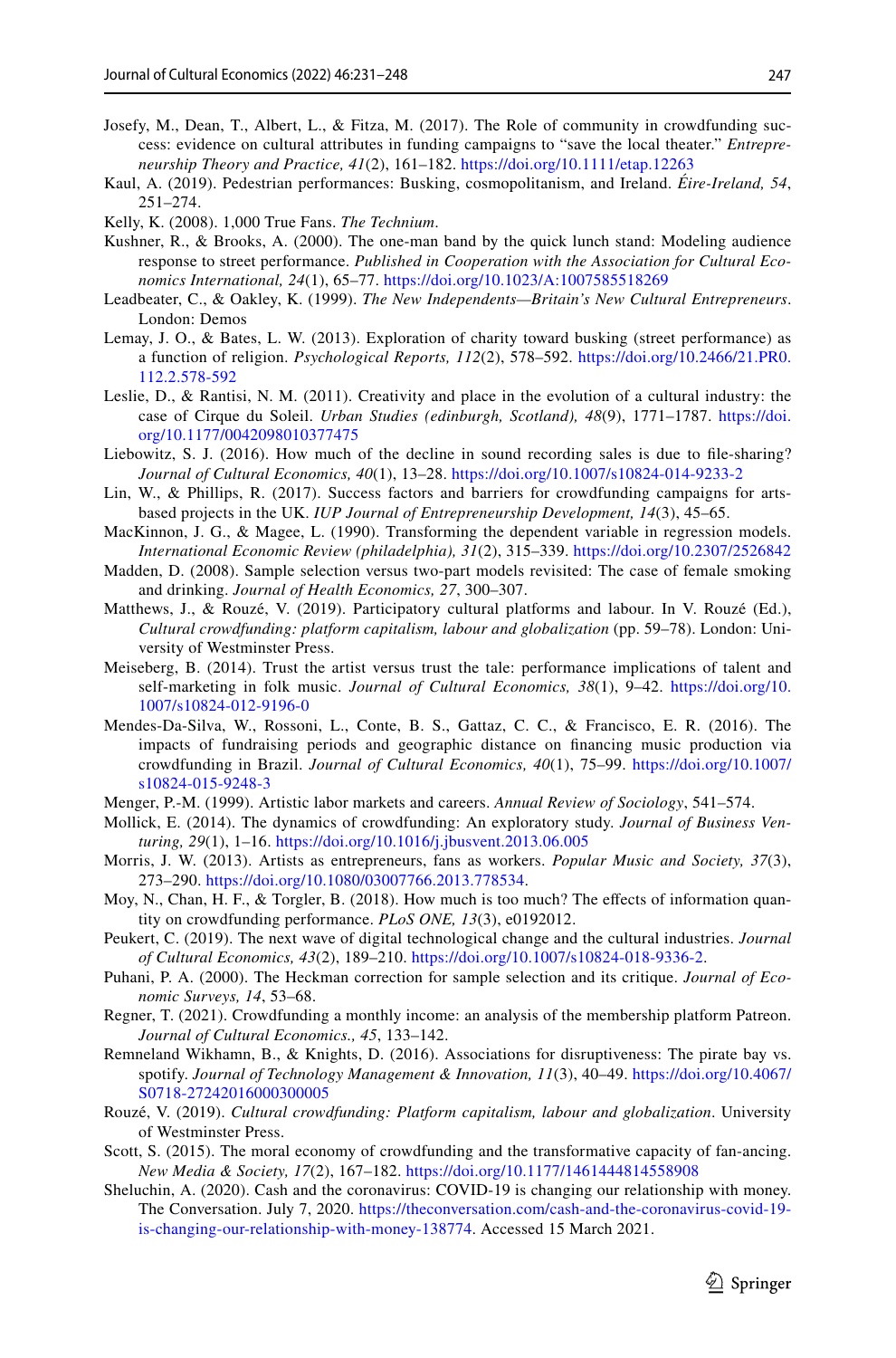Josefy, M., Dean, T., Albert, L., & Fitza, M. (2017). The Role of community in crowdfunding success: evidence on cultural attributes in funding campaigns to "save the local theater." *Entrepreneurship Theory and Practice, 41*(2), 161–182. https://doi.org/10.1111/etap.12263

Kaul, A. (2019). Pedestrian performances: Busking, cosmopolitanism, and Ireland. *Éire-Ireland, 54*, 251–274.

Kelly, K. (2008). 1,000 True Fans. *The Technium*.

Kushner, R., & Brooks, A. (2000). The one-man band by the quick lunch stand: Modeling audience response to street performance. *Published in Cooperation with the Association for Cultural Economics International, 24*(1), 65–77. https://doi.org/10.1023/A:1007585518269

Leadbeater, C., & Oakley, K. (1999). *The New Independents—Britain's New Cultural Entrepreneurs*. London: Demos

Lemay, J. O., & Bates, L. W. (2013). Exploration of charity toward busking (street performance) as a function of religion. *Psychological Reports, 112*(2), 578–592. https://doi.org/10.2466/21.PR0.112.2.578-592

Leslie, D., & Rantisi, N. M. (2011). Creativity and place in the evolution of a cultural industry: the case of Cirque du Soleil. *Urban Studies (edinburgh, Scotland), 48*(9), 1771–1787. https://doi.org/10.1177/0042098010377475

Liebowitz, S. J. (2016). How much of the decline in sound recording sales is due to file-sharing? *Journal of Cultural Economics, 40*(1), 13–28. https://doi.org/10.1007/s10824-014-9233-2

Lin, W., & Phillips, R. (2017). Success factors and barriers for crowdfunding campaigns for arts-based projects in the UK. *IUP Journal of Entrepreneurship Development, 14*(3), 45–65.

MacKinnon, J. G., & Magee, L. (1990). Transforming the dependent variable in regression models. *International Economic Review (philadelphia), 31*(2), 315–339. https://doi.org/10.2307/2526842

Madden, D. (2008). Sample selection versus two-part models revisited: The case of female smoking and drinking. *Journal of Health Economics, 27*, 300–307.

Matthews, J., & Rouzé, V. (2019). Participatory cultural platforms and labour. In V. Rouzé (Ed.), *Cultural crowdfunding: platform capitalism, labour and globalization* (pp. 59–78). London: University of Westminster Press.

Meiseberg, B. (2014). Trust the artist versus trust the tale: performance implications of talent and self-marketing in folk music. *Journal of Cultural Economics, 38*(1), 9–42. https://doi.org/10.1007/s10824-012-9196-0

Mendes-Da-Silva, W., Rossoni, L., Conte, B. S., Gattaz, C. C., & Francisco, E. R. (2016). The impacts of fundraising periods and geographic distance on financing music production via crowdfunding in Brazil. *Journal of Cultural Economics, 40*(1), 75–99. https://doi.org/10.1007/s10824-015-9248-3

Menger, P.-M. (1999). Artistic labor markets and careers. *Annual Review of Sociology*, 541–574.

Mollick, E. (2014). The dynamics of crowdfunding: An exploratory study. *Journal of Business Venturing, 29*(1), 1–16. https://doi.org/10.1016/j.jbusvent.2013.06.005

Morris, J. W. (2013). Artists as entrepreneurs, fans as workers. *Popular Music and Society, 37*(3), 273–290. https://doi.org/10.1080/03007766.2013.778534.

Moy, N., Chan, H. F., & Torgler, B. (2018). How much is too much? The effects of information quantity on crowdfunding performance. *PLoS ONE, 13*(3), e0192012.

Peukert, C. (2019). The next wave of digital technological change and the cultural industries. *Journal of Cultural Economics, 43*(2), 189–210. https://doi.org/10.1007/s10824-018-9336-2.

Puhani, P. A. (2000). The Heckman correction for sample selection and its critique. *Journal of Economic Surveys, 14*, 53–68.

Regner, T. (2021). Crowdfunding a monthly income: an analysis of the membership platform Patreon. *Journal of Cultural Economics., 45*, 133–142.

Remneland Wikhamn, B., & Knights, D. (2016). Associations for disruptiveness: The pirate bay vs. spotify. *Journal of Technology Management & Innovation, 11*(3), 40–49. https://doi.org/10.4067/S0718-27242016000300005

Rouzé, V. (2019). *Cultural crowdfunding: Platform capitalism, labour and globalization*. University of Westminster Press.

Scott, S. (2015). The moral economy of crowdfunding and the transformative capacity of fan-ancing. *New Media & Society, 17*(2), 167–182. https://doi.org/10.1177/1461444814558908

Sheluchin, A. (2020). Cash and the coronavirus: COVID-19 is changing our relationship with money. The Conversation. July 7, 2020. https://theconversation.com/cash-and-the-coronavirus-covid-19-is-changing-our-relationship-with-money-138774. Accessed 15 March 2021.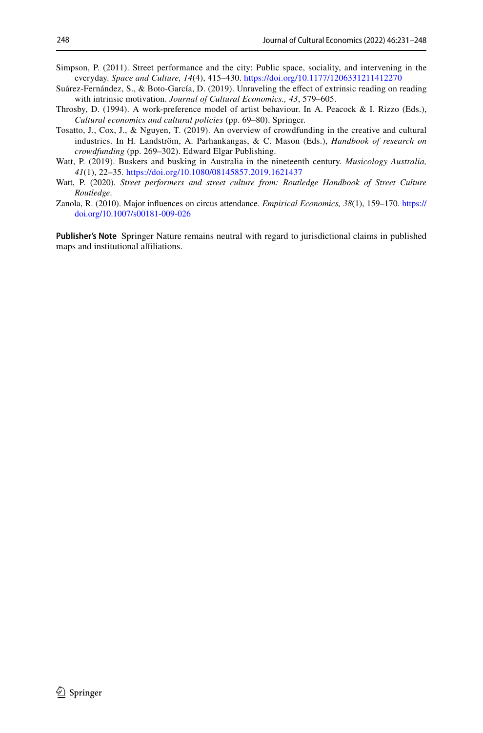Simpson, P. (2011). Street performance and the city: Public space, sociality, and intervening in the everyday. *Space and Culture, 14*(4), 415–430. https://doi.org/10.1177/1206331211412270

Suárez-Fernández, S., & Boto-García, D. (2019). Unraveling the effect of extrinsic reading on reading with intrinsic motivation. *Journal of Cultural Economics., 43*, 579–605.

Throsby, D. (1994). A work-preference model of artist behaviour. In A. Peacock & I. Rizzo (Eds.), *Cultural economics and cultural policies* (pp. 69–80). Springer.

Tosatto, J., Cox, J., & Nguyen, T. (2019). An overview of crowdfunding in the creative and cultural industries. In H. Landström, A. Parhankangas, & C. Mason (Eds.), *Handbook of research on crowdfunding* (pp. 269–302). Edward Elgar Publishing.

Watt, P. (2019). Buskers and busking in Australia in the nineteenth century. *Musicology Australia, 41*(1), 22–35. https://doi.org/10.1080/08145857.2019.1621437

Watt, P. (2020). *Street performers and street culture from: Routledge Handbook of Street Culture Routledge*.

Zanola, R. (2010). Major influences on circus attendance. *Empirical Economics, 38*(1), 159–170. https://doi.org/10.1007/s00181-009-026

**Publisher's Note** Springer Nature remains neutral with regard to jurisdictional claims in published maps and institutional affiliations.